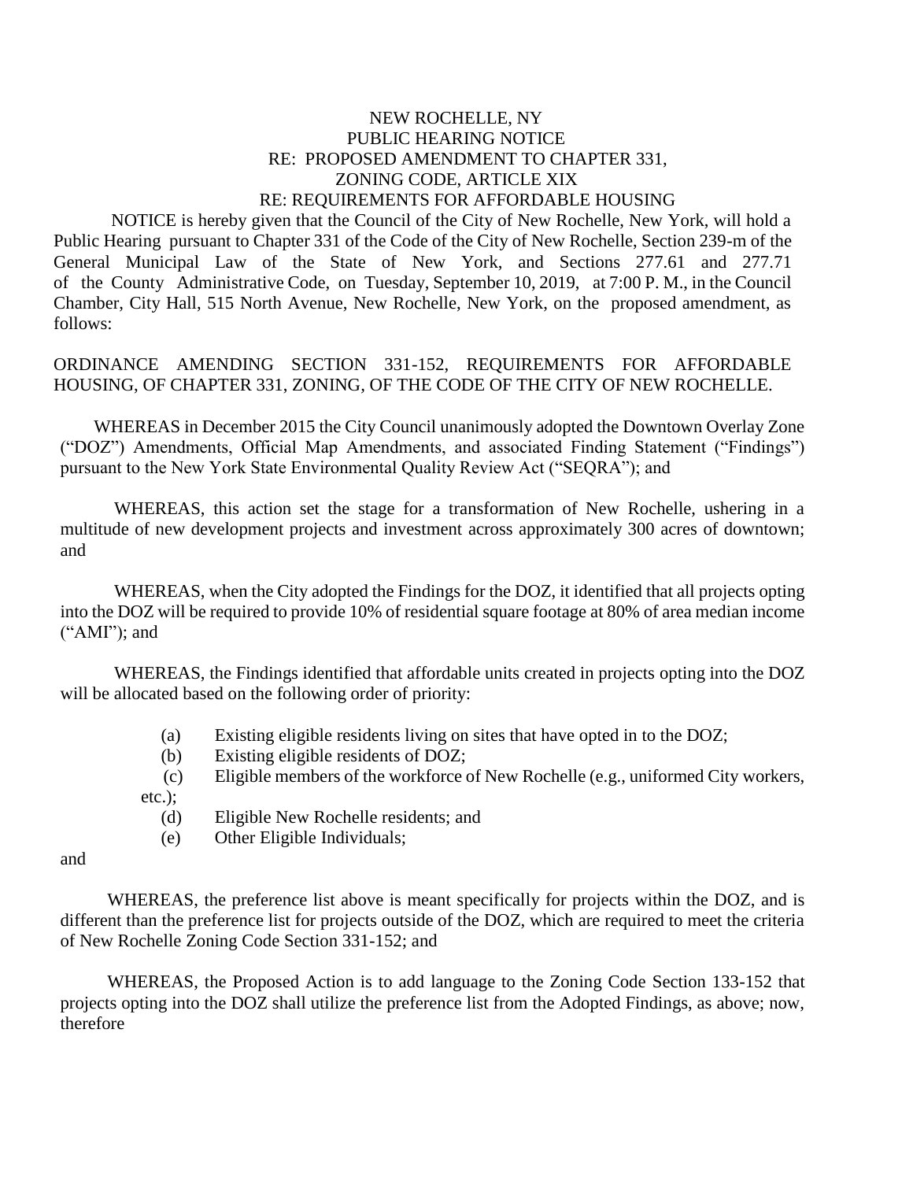NEW ROCHELLE, NY
PUBLIC HEARING NOTICE
RE: PROPOSED AMENDMENT TO CHAPTER 331,
ZONING CODE, ARTICLE XIX
RE: REQUIREMENTS FOR AFFORDABLE HOUSING

NOTICE is hereby given that the Council of the City of New Rochelle, New York, will hold a Public Hearing pursuant to Chapter 331 of the Code of the City of New Rochelle, Section 239-m of the General Municipal Law of the State of New York, and Sections 277.61 and 277.71 of the County Administrative Code, on Tuesday, September 10, 2019, at 7:00 P. M., in the Council Chamber, City Hall, 515 North Avenue, New Rochelle, New York, on the proposed amendment, as follows:

ORDINANCE AMENDING SECTION 331-152, REQUIREMENTS FOR AFFORDABLE HOUSING, OF CHAPTER 331, ZONING, OF THE CODE OF THE CITY OF NEW ROCHELLE.

WHEREAS in December 2015 the City Council unanimously adopted the Downtown Overlay Zone ("DOZ") Amendments, Official Map Amendments, and associated Finding Statement ("Findings") pursuant to the New York State Environmental Quality Review Act ("SEQRA"); and

WHEREAS, this action set the stage for a transformation of New Rochelle, ushering in a multitude of new development projects and investment across approximately 300 acres of downtown; and

WHEREAS, when the City adopted the Findings for the DOZ, it identified that all projects opting into the DOZ will be required to provide 10% of residential square footage at 80% of area median income ("AMI"); and

WHEREAS, the Findings identified that affordable units created in projects opting into the DOZ will be allocated based on the following order of priority:

(a) Existing eligible residents living on sites that have opted in to the DOZ;
(b) Existing eligible residents of DOZ;
(c) Eligible members of the workforce of New Rochelle (e.g., uniformed City workers, etc.);
(d) Eligible New Rochelle residents; and
(e) Other Eligible Individuals;

and

WHEREAS, the preference list above is meant specifically for projects within the DOZ, and is different than the preference list for projects outside of the DOZ, which are required to meet the criteria of New Rochelle Zoning Code Section 331-152; and

WHEREAS, the Proposed Action is to add language to the Zoning Code Section 133-152 that projects opting into the DOZ shall utilize the preference list from the Adopted Findings, as above; now, therefore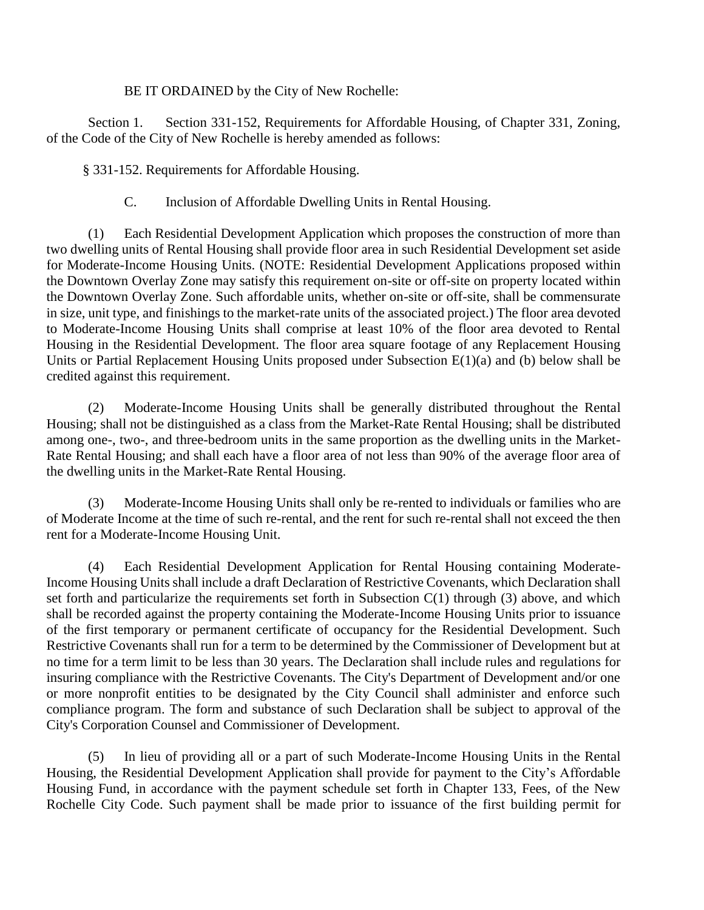BE IT ORDAINED by the City of New Rochelle:

Section 1. Section 331-152, Requirements for Affordable Housing, of Chapter 331, Zoning, of the Code of the City of New Rochelle is hereby amended as follows:

§ 331-152. Requirements for Affordable Housing.

C. Inclusion of Affordable Dwelling Units in Rental Housing.

(1) Each Residential Development Application which proposes the construction of more than two dwelling units of Rental Housing shall provide floor area in such Residential Development set aside for Moderate-Income Housing Units. (NOTE: Residential Development Applications proposed within the Downtown Overlay Zone may satisfy this requirement on-site or off-site on property located within the Downtown Overlay Zone. Such affordable units, whether on-site or off-site, shall be commensurate in size, unit type, and finishings to the market-rate units of the associated project.) The floor area devoted to Moderate-Income Housing Units shall comprise at least 10% of the floor area devoted to Rental Housing in the Residential Development. The floor area square footage of any Replacement Housing Units or Partial Replacement Housing Units proposed under Subsection E(1)(a) and (b) below shall be credited against this requirement.

(2) Moderate-Income Housing Units shall be generally distributed throughout the Rental Housing; shall not be distinguished as a class from the Market-Rate Rental Housing; shall be distributed among one-, two-, and three-bedroom units in the same proportion as the dwelling units in the Market-Rate Rental Housing; and shall each have a floor area of not less than 90% of the average floor area of the dwelling units in the Market-Rate Rental Housing.

(3) Moderate-Income Housing Units shall only be re-rented to individuals or families who are of Moderate Income at the time of such re-rental, and the rent for such re-rental shall not exceed the then rent for a Moderate-Income Housing Unit.

(4) Each Residential Development Application for Rental Housing containing Moderate-Income Housing Units shall include a draft Declaration of Restrictive Covenants, which Declaration shall set forth and particularize the requirements set forth in Subsection C(1) through (3) above, and which shall be recorded against the property containing the Moderate-Income Housing Units prior to issuance of the first temporary or permanent certificate of occupancy for the Residential Development. Such Restrictive Covenants shall run for a term to be determined by the Commissioner of Development but at no time for a term limit to be less than 30 years. The Declaration shall include rules and regulations for insuring compliance with the Restrictive Covenants. The City's Department of Development and/or one or more nonprofit entities to be designated by the City Council shall administer and enforce such compliance program. The form and substance of such Declaration shall be subject to approval of the City's Corporation Counsel and Commissioner of Development.

(5) In lieu of providing all or a part of such Moderate-Income Housing Units in the Rental Housing, the Residential Development Application shall provide for payment to the City's Affordable Housing Fund, in accordance with the payment schedule set forth in Chapter 133, Fees, of the New Rochelle City Code. Such payment shall be made prior to issuance of the first building permit for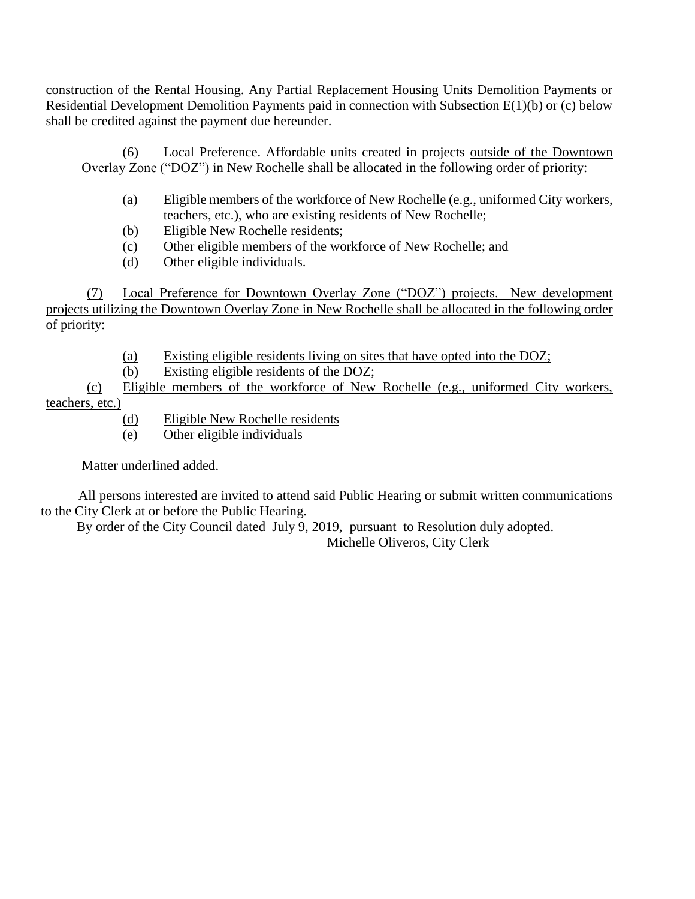construction of the Rental Housing. Any Partial Replacement Housing Units Demolition Payments or Residential Development Demolition Payments paid in connection with Subsection E(1)(b) or (c) below shall be credited against the payment due hereunder.

(6) Local Preference. Affordable units created in projects <u>outside of the Downtown Overlay Zone ("DOZ")</u> in New Rochelle shall be allocated in the following order of priority:

(a) Eligible members of the workforce of New Rochelle (e.g., uniformed City workers, teachers, etc.), who are existing residents of New Rochelle;
(b) Eligible New Rochelle residents;
(c) Other eligible members of the workforce of New Rochelle; and
(d) Other eligible individuals.

<u>(7) Local Preference for Downtown Overlay Zone ("DOZ") projects. New development projects utilizing the Downtown Overlay Zone in New Rochelle shall be allocated in the following order of priority:</u>

<u>(a) Existing eligible residents living on sites that have opted into the DOZ;</u>
<u>(b) Existing eligible residents of the DOZ;</u>
<u>(c) Eligible members of the workforce of New Rochelle (e.g., uniformed City workers, teachers, etc.)</u>
<u>(d) Eligible New Rochelle residents</u>
<u>(e) Other eligible individuals</u>

Matter <u>underlined</u> added.

All persons interested are invited to attend said Public Hearing or submit written communications to the City Clerk at or before the Public Hearing.

By order of the City Council dated July 9, 2019, pursuant to Resolution duly adopted.

Michelle Oliveros, City Clerk